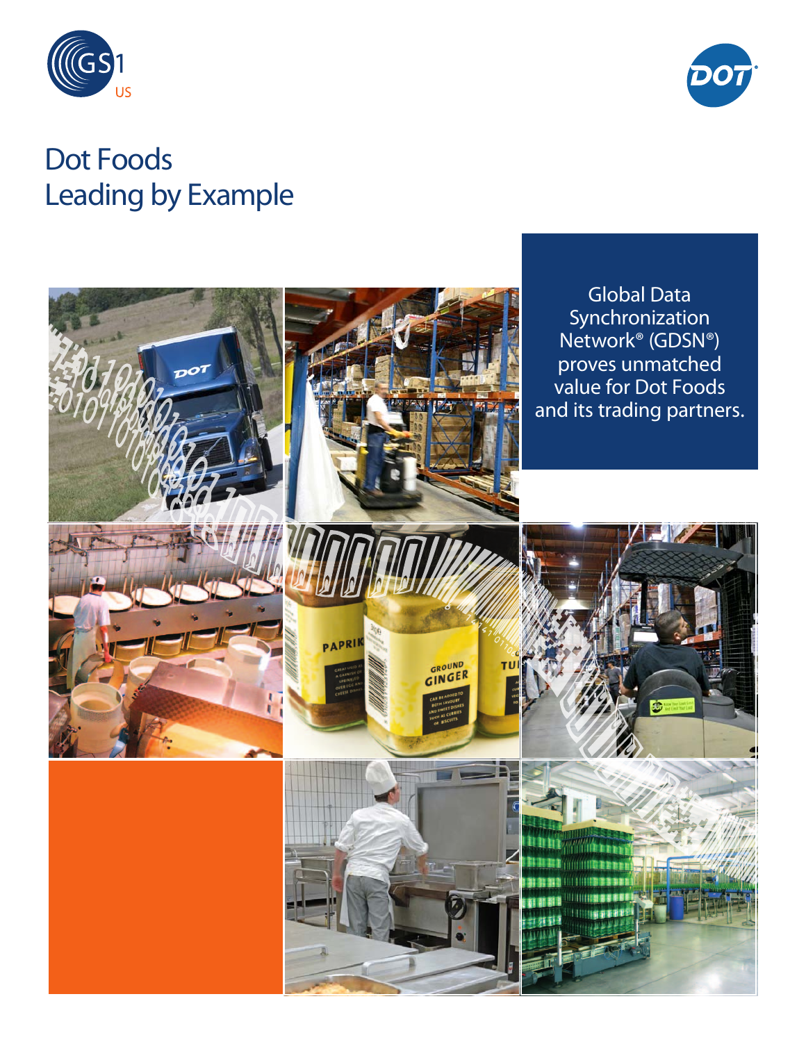# Dot Foods Leading by Example

Global Data Synchronization Network® (GDSN®) proves unmatched value for Dot Foods and its trading partners.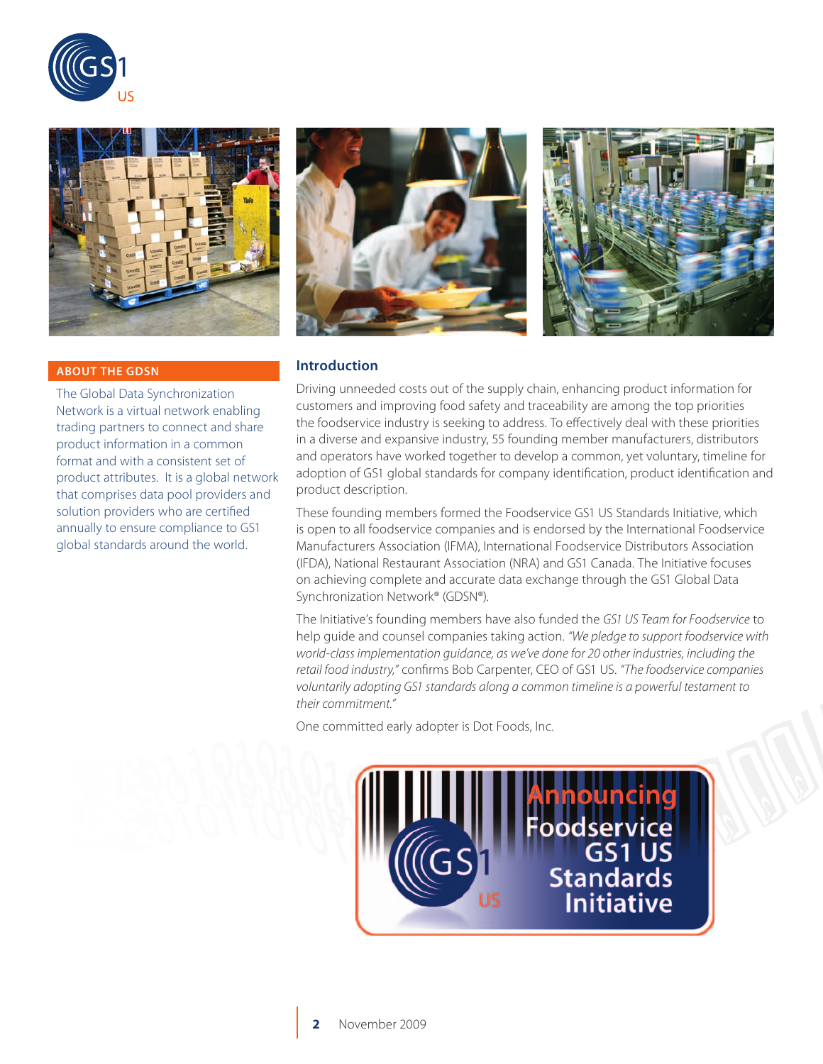## ABOUT THE GDSN

The Global Data Synchronization Network is a virtual network enabling trading partners to connect and share product information in a common format and with a consistent set of product attributes. It is a global network that comprises data pool providers and solution providers who are certified annually to ensure compliance to GS1 global standards around the world.

## Introduction

Driving unneeded costs out of the supply chain, enhancing product information for customers and improving food safety and traceability are among the top priorities the foodservice industry is seeking to address. To effectively deal with these priorities in a diverse and expansive industry, 55 founding member manufacturers, distributors and operators have worked together to develop a common, yet voluntary, timeline for adoption of GS1 global standards for company identification, product identification and product description.

These founding members formed the Foodservice GS1 US Standards Initiative, which is open to all foodservice companies and is endorsed by the International Foodservice Manufacturers Association (IFMA), International Foodservice Distributors Association (IFDA), National Restaurant Association (NRA) and GS1 Canada. The Initiative focuses on achieving complete and accurate data exchange through the GS1 Global Data Synchronization Network® (GDSN®).

The Initiative's founding members have also funded the *GS1 US Team for Foodservice* to help guide and counsel companies taking action. *"We pledge to support foodservice with world-class implementation guidance, as we've done for 20 other industries, including the retail food industry,"* confirms Bob Carpenter, CEO of GS1 US. *"The foodservice companies voluntarily adopting GS1 standards along a common timeline is a powerful testament to their commitment."*

One committed early adopter is Dot Foods, Inc.

Announcing Foodservice GS1 US Standards Initiative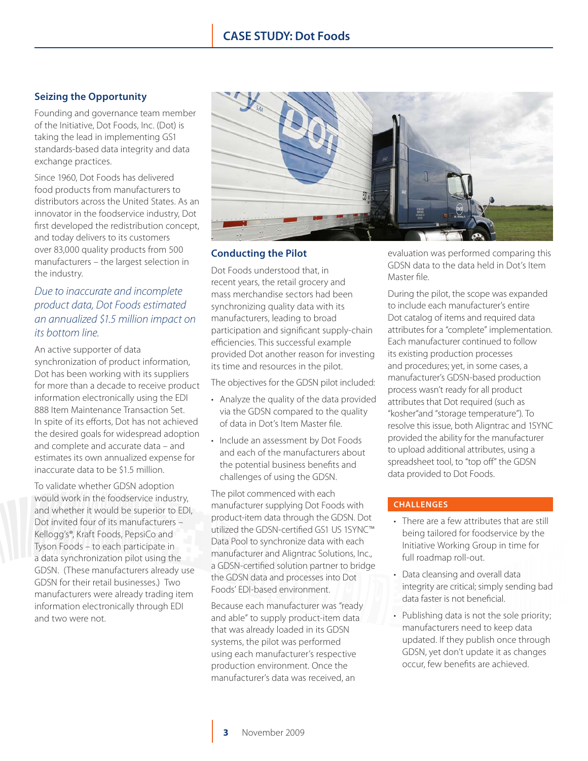## Seizing the Opportunity

Founding and governance team member of the Initiative, Dot Foods, Inc. (Dot) is taking the lead in implementing GS1 standards-based data integrity and data exchange practices.

Since 1960, Dot Foods has delivered food products from manufacturers to distributors across the United States. As an innovator in the foodservice industry, Dot first developed the redistribution concept, and today delivers to its customers over 83,000 quality products from 500 manufacturers – the largest selection in the industry.

*Due to inaccurate and incomplete product data, Dot Foods estimated an annualized $1.5 million impact on its bottom line.*

An active supporter of data synchronization of product information, Dot has been working with its suppliers for more than a decade to receive product information electronically using the EDI 888 Item Maintenance Transaction Set. In spite of its efforts, Dot has not achieved the desired goals for widespread adoption and complete and accurate data – and estimates its own annualized expense for inaccurate data to be $1.5 million.

To validate whether GDSN adoption would work in the foodservice industry, and whether it would be superior to EDI, Dot invited four of its manufacturers – Kellogg's®, Kraft Foods, PepsiCo and Tyson Foods – to each participate in a data synchronization pilot using the GDSN. (These manufacturers already use GDSN for their retail businesses.) Two manufacturers were already trading item information electronically through EDI and two were not.

## Conducting the Pilot

Dot Foods understood that, in recent years, the retail grocery and mass merchandise sectors had been synchronizing quality data with its manufacturers, leading to broad participation and significant supply-chain efficiencies. This successful example provided Dot another reason for investing its time and resources in the pilot.

The objectives for the GDSN pilot included:

- Analyze the quality of the data provided via the GDSN compared to the quality of data in Dot's Item Master file.
- Include an assessment by Dot Foods and each of the manufacturers about the potential business benefits and challenges of using the GDSN.

The pilot commenced with each manufacturer supplying Dot Foods with product-item data through the GDSN. Dot utilized the GDSN-certified GS1 US 1SYNC™ Data Pool to synchronize data with each manufacturer and Aligntrac Solutions, Inc., a GDSN-certified solution partner to bridge the GDSN data and processes into Dot Foods' EDI-based environment.

Because each manufacturer was "ready and able" to supply product-item data that was already loaded in its GDSN systems, the pilot was performed using each manufacturer's respective production environment. Once the manufacturer's data was received, an evaluation was performed comparing this GDSN data to the data held in Dot's Item Master file.

During the pilot, the scope was expanded to include each manufacturer's entire Dot catalog of items and required data attributes for a "complete" implementation. Each manufacturer continued to follow its existing production processes and procedures; yet, in some cases, a manufacturer's GDSN-based production process wasn't ready for all product attributes that Dot required (such as "kosher"and "storage temperature"). To resolve this issue, both Aligntrac and 1SYNC provided the ability for the manufacturer to upload additional attributes, using a spreadsheet tool, to "top off" the GDSN data provided to Dot Foods.

### CHALLENGES

- There are a few attributes that are still being tailored for foodservice by the Initiative Working Group in time for full roadmap roll-out.
- Data cleansing and overall data integrity are critical; simply sending bad data faster is not beneficial.
- Publishing data is not the sole priority; manufacturers need to keep data updated. If they publish once through GDSN, yet don't update it as changes occur, few benefits are achieved.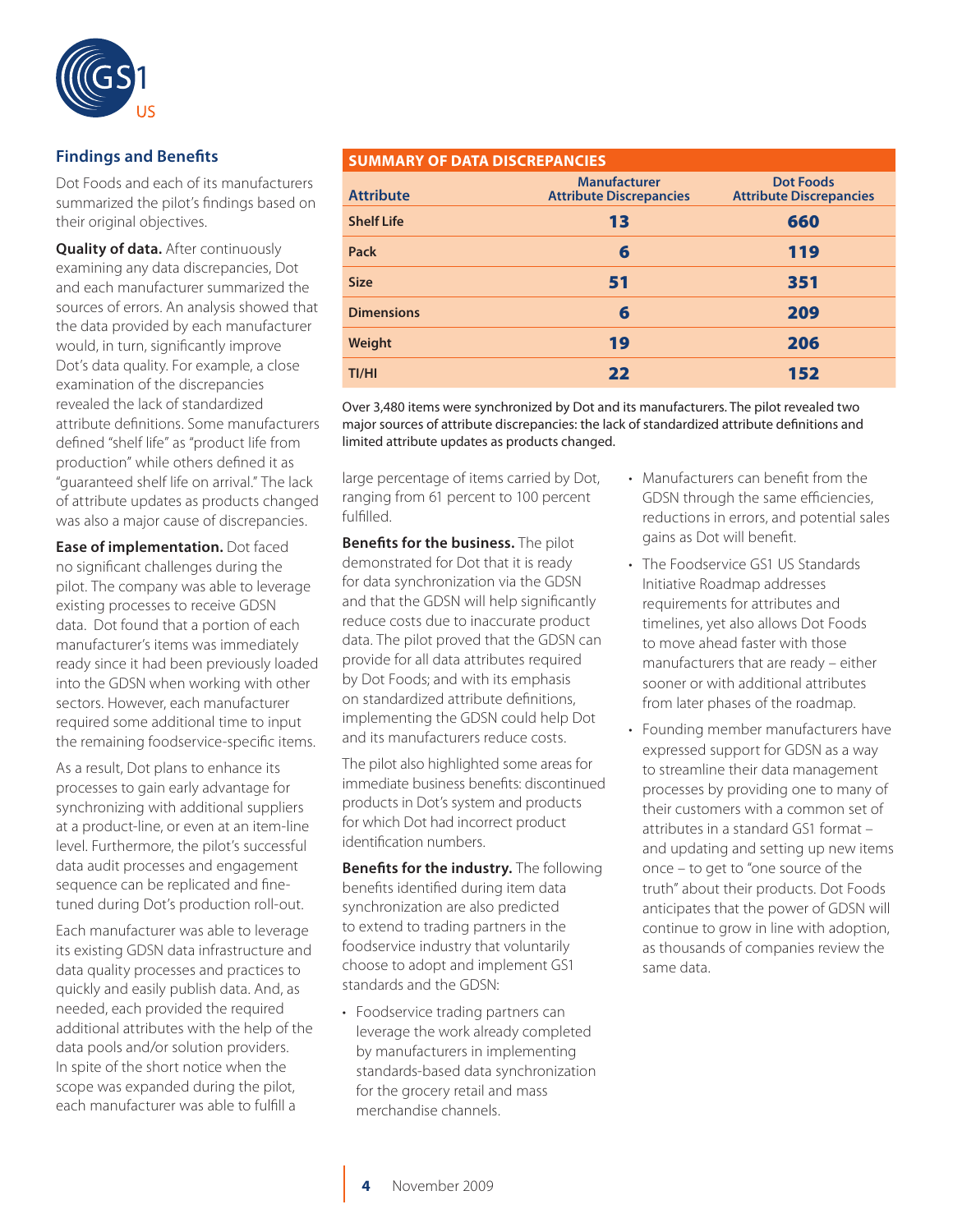## Findings and Benefits

Dot Foods and each of its manufacturers summarized the pilot's findings based on their original objectives.

**Quality of data.** After continuously examining any data discrepancies, Dot and each manufacturer summarized the sources of errors. An analysis showed that the data provided by each manufacturer would, in turn, significantly improve Dot's data quality. For example, a close examination of the discrepancies revealed the lack of standardized attribute definitions. Some manufacturers defined "shelf life" as "product life from production" while others defined it as "guaranteed shelf life on arrival." The lack of attribute updates as products changed was also a major cause of discrepancies.

**Ease of implementation.** Dot faced no significant challenges during the pilot. The company was able to leverage existing processes to receive GDSN data. Dot found that a portion of each manufacturer's items was immediately ready since it had been previously loaded into the GDSN when working with other sectors. However, each manufacturer required some additional time to input the remaining foodservice-specific items.

As a result, Dot plans to enhance its processes to gain early advantage for synchronizing with additional suppliers at a product-line, or even at an item-line level. Furthermore, the pilot's successful data audit processes and engagement sequence can be replicated and fine-tuned during Dot's production roll-out.

Each manufacturer was able to leverage its existing GDSN data infrastructure and data quality processes and practices to quickly and easily publish data. And, as needed, each provided the required additional attributes with the help of the data pools and/or solution providers. In spite of the short notice when the scope was expanded during the pilot, each manufacturer was able to fulfill a large percentage of items carried by Dot, ranging from 61 percent to 100 percent fulfilled.

**SUMMARY OF DATA DISCREPANCIES**

| Attribute | Manufacturer Attribute Discrepancies | Dot Foods Attribute Discrepancies |
|---|---|---|
| Shelf Life | 13 | 660 |
| Pack | 6 | 119 |
| Size | 51 | 351 |
| Dimensions | 6 | 209 |
| Weight | 19 | 206 |
| TI/HI | 22 | 152 |

Over 3,480 items were synchronized by Dot and its manufacturers. The pilot revealed two major sources of attribute discrepancies: the lack of standardized attribute definitions and limited attribute updates as products changed.

**Benefits for the business.** The pilot demonstrated for Dot that it is ready for data synchronization via the GDSN and that the GDSN will help significantly reduce costs due to inaccurate product data. The pilot proved that the GDSN can provide for all data attributes required by Dot Foods; and with its emphasis on standardized attribute definitions, implementing the GDSN could help Dot and its manufacturers reduce costs.

The pilot also highlighted some areas for immediate business benefits: discontinued products in Dot's system and products for which Dot had incorrect product identification numbers.

**Benefits for the industry.** The following benefits identified during item data synchronization are also predicted to extend to trading partners in the foodservice industry that voluntarily choose to adopt and implement GS1 standards and the GDSN:

- Foodservice trading partners can leverage the work already completed by manufacturers in implementing standards-based data synchronization for the grocery retail and mass merchandise channels.
- Manufacturers can benefit from the GDSN through the same efficiencies, reductions in errors, and potential sales gains as Dot will benefit.
- The Foodservice GS1 US Standards Initiative Roadmap addresses requirements for attributes and timelines, yet also allows Dot Foods to move ahead faster with those manufacturers that are ready – either sooner or with additional attributes from later phases of the roadmap.
- Founding member manufacturers have expressed support for GDSN as a way to streamline their data management processes by providing one to many of their customers with a common set of attributes in a standard GS1 format – and updating and setting up new items once – to get to "one source of the truth" about their products. Dot Foods anticipates that the power of GDSN will continue to grow in line with adoption, as thousands of companies review the same data.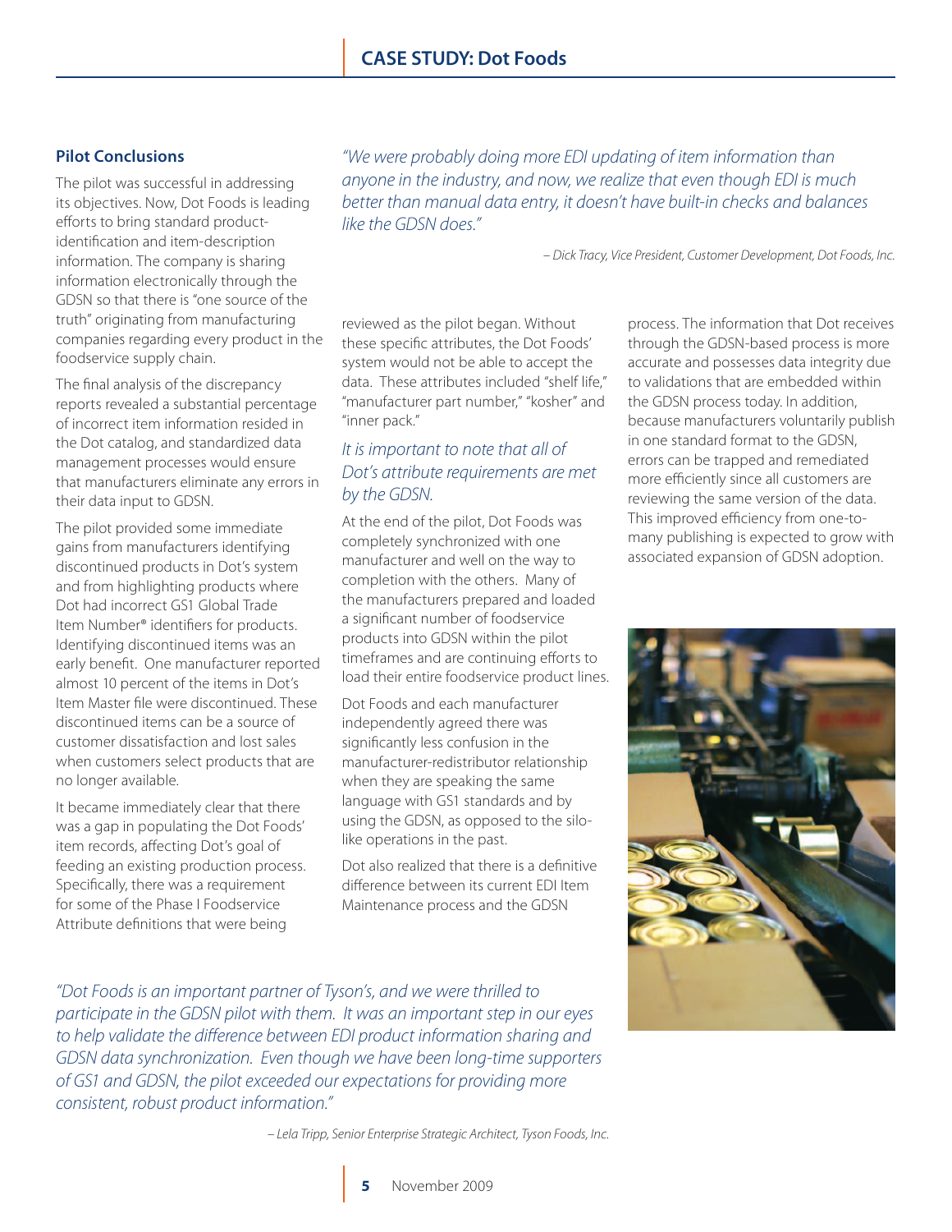## Pilot Conclusions

The pilot was successful in addressing its objectives. Now, Dot Foods is leading efforts to bring standard product-identification and item-description information. The company is sharing information electronically through the GDSN so that there is "one source of the truth" originating from manufacturing companies regarding every product in the foodservice supply chain.

The final analysis of the discrepancy reports revealed a substantial percentage of incorrect item information resided in the Dot catalog, and standardized data management processes would ensure that manufacturers eliminate any errors in their data input to GDSN.

The pilot provided some immediate gains from manufacturers identifying discontinued products in Dot's system and from highlighting products where Dot had incorrect GS1 Global Trade Item Number® identifiers for products. Identifying discontinued items was an early benefit. One manufacturer reported almost 10 percent of the items in Dot's Item Master file were discontinued. These discontinued items can be a source of customer dissatisfaction and lost sales when customers select products that are no longer available.

It became immediately clear that there was a gap in populating the Dot Foods' item records, affecting Dot's goal of feeding an existing production process. Specifically, there was a requirement for some of the Phase I Foodservice Attribute definitions that were being reviewed as the pilot began. Without these specific attributes, the Dot Foods' system would not be able to accept the data. These attributes included "shelf life," "manufacturer part number," "kosher" and "inner pack."

*It is important to note that all of Dot's attribute requirements are met by the GDSN.*

At the end of the pilot, Dot Foods was completely synchronized with one manufacturer and well on the way to completion with the others. Many of the manufacturers prepared and loaded a significant number of foodservice products into GDSN within the pilot timeframes and are continuing efforts to load their entire foodservice product lines.

Dot Foods and each manufacturer independently agreed there was significantly less confusion in the manufacturer-redistributor relationship when they are speaking the same language with GS1 standards and by using the GDSN, as opposed to the silo-like operations in the past.

Dot also realized that there is a definitive difference between its current EDI Item Maintenance process and the GDSN process. The information that Dot receives through the GDSN-based process is more accurate and possesses data integrity due to validations that are embedded within the GDSN process today. In addition, because manufacturers voluntarily publish in one standard format to the GDSN, errors can be trapped and remediated more efficiently since all customers are reviewing the same version of the data. This improved efficiency from one-to-many publishing is expected to grow with associated expansion of GDSN adoption.

*"We were probably doing more EDI updating of item information than anyone in the industry, and now, we realize that even though EDI is much better than manual data entry, it doesn't have built-in checks and balances like the GDSN does."*

*– Dick Tracy, Vice President, Customer Development, Dot Foods, Inc.*

*"Dot Foods is an important partner of Tyson's, and we were thrilled to participate in the GDSN pilot with them. It was an important step in our eyes to help validate the difference between EDI product information sharing and GDSN data synchronization. Even though we have been long-time supporters of GS1 and GDSN, the pilot exceeded our expectations for providing more consistent, robust product information."*

*– Lela Tripp, Senior Enterprise Strategic Architect, Tyson Foods, Inc.*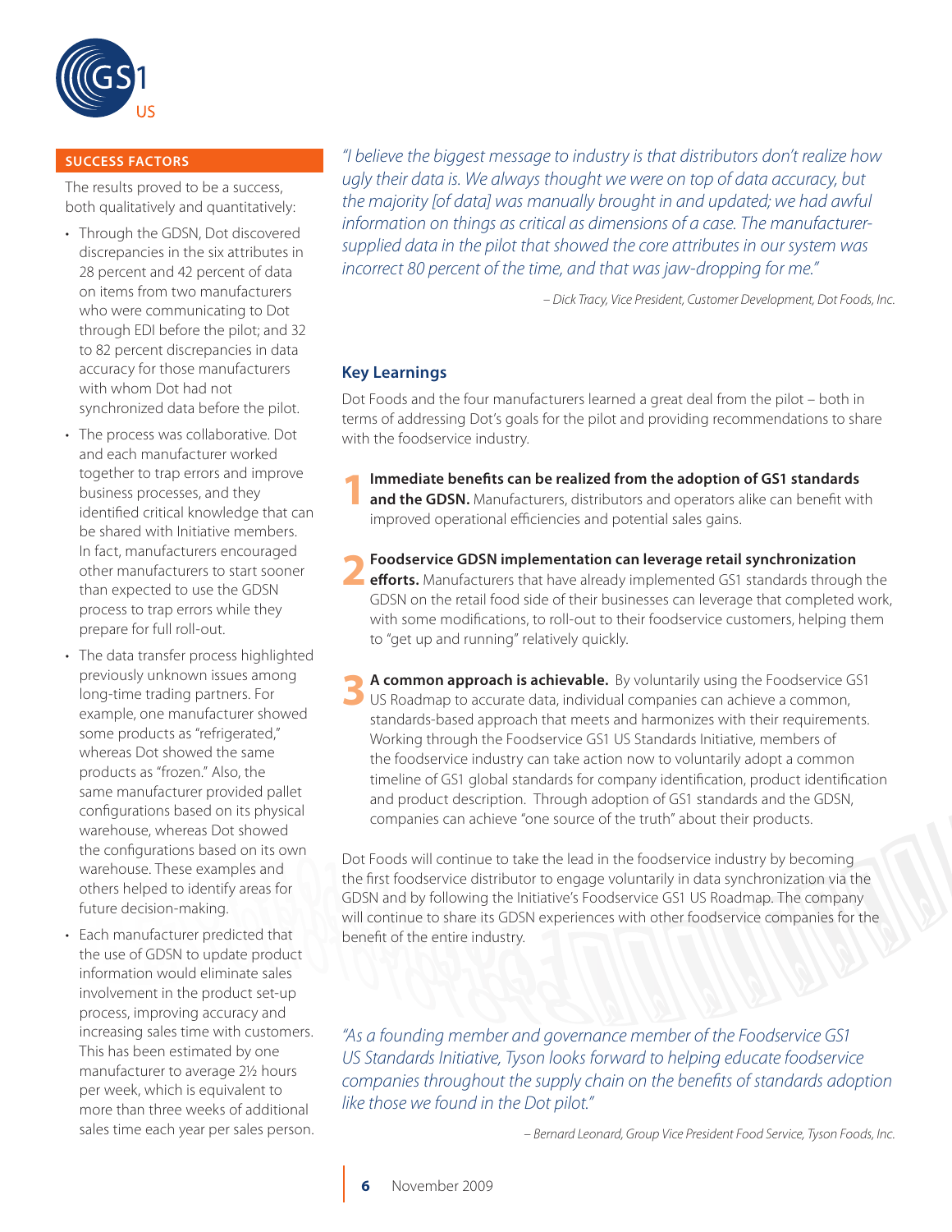## SUCCESS FACTORS

The results proved to be a success, both qualitatively and quantitatively:

- Through the GDSN, Dot discovered discrepancies in the six attributes in 28 percent and 42 percent of data on items from two manufacturers who were communicating to Dot through EDI before the pilot; and 32 to 82 percent discrepancies in data accuracy for those manufacturers with whom Dot had not synchronized data before the pilot.
- The process was collaborative. Dot and each manufacturer worked together to trap errors and improve business processes, and they identified critical knowledge that can be shared with Initiative members. In fact, manufacturers encouraged other manufacturers to start sooner than expected to use the GDSN process to trap errors while they prepare for full roll-out.
- The data transfer process highlighted previously unknown issues among long-time trading partners. For example, one manufacturer showed some products as "refrigerated," whereas Dot showed the same products as "frozen." Also, the same manufacturer provided pallet configurations based on its physical warehouse, whereas Dot showed the configurations based on its own warehouse. These examples and others helped to identify areas for future decision-making.
- Each manufacturer predicted that the use of GDSN to update product information would eliminate sales involvement in the product set-up process, improving accuracy and increasing sales time with customers. This has been estimated by one manufacturer to average 2½ hours per week, which is equivalent to more than three weeks of additional sales time each year per sales person.

*"I believe the biggest message to industry is that distributors don't realize how ugly their data is. We always thought we were on top of data accuracy, but the majority [of data] was manually brought in and updated; we had awful information on things as critical as dimensions of a case. The manufacturer-supplied data in the pilot that showed the core attributes in our system was incorrect 80 percent of the time, and that was jaw-dropping for me."*

*– Dick Tracy, Vice President, Customer Development, Dot Foods, Inc.*

## Key Learnings

Dot Foods and the four manufacturers learned a great deal from the pilot – both in terms of addressing Dot's goals for the pilot and providing recommendations to share with the foodservice industry.

1. **Immediate benefits can be realized from the adoption of GS1 standards and the GDSN.** Manufacturers, distributors and operators alike can benefit with improved operational efficiencies and potential sales gains.

2. **Foodservice GDSN implementation can leverage retail synchronization efforts.** Manufacturers that have already implemented GS1 standards through the GDSN on the retail food side of their businesses can leverage that completed work, with some modifications, to roll-out to their foodservice customers, helping them to "get up and running" relatively quickly.

3. **A common approach is achievable.** By voluntarily using the Foodservice GS1 US Roadmap to accurate data, individual companies can achieve a common, standards-based approach that meets and harmonizes with their requirements. Working through the Foodservice GS1 US Standards Initiative, members of the foodservice industry can take action now to voluntarily adopt a common timeline of GS1 global standards for company identification, product identification and product description. Through adoption of GS1 standards and the GDSN, companies can achieve "one source of the truth" about their products.

Dot Foods will continue to take the lead in the foodservice industry by becoming the first foodservice distributor to engage voluntarily in data synchronization via the GDSN and by following the Initiative's Foodservice GS1 US Roadmap. The company will continue to share its GDSN experiences with other foodservice companies for the benefit of the entire industry.

*"As a founding member and governance member of the Foodservice GS1 US Standards Initiative, Tyson looks forward to helping educate foodservice companies throughout the supply chain on the benefits of standards adoption like those we found in the Dot pilot."*

*– Bernard Leonard, Group Vice President Food Service, Tyson Foods, Inc.*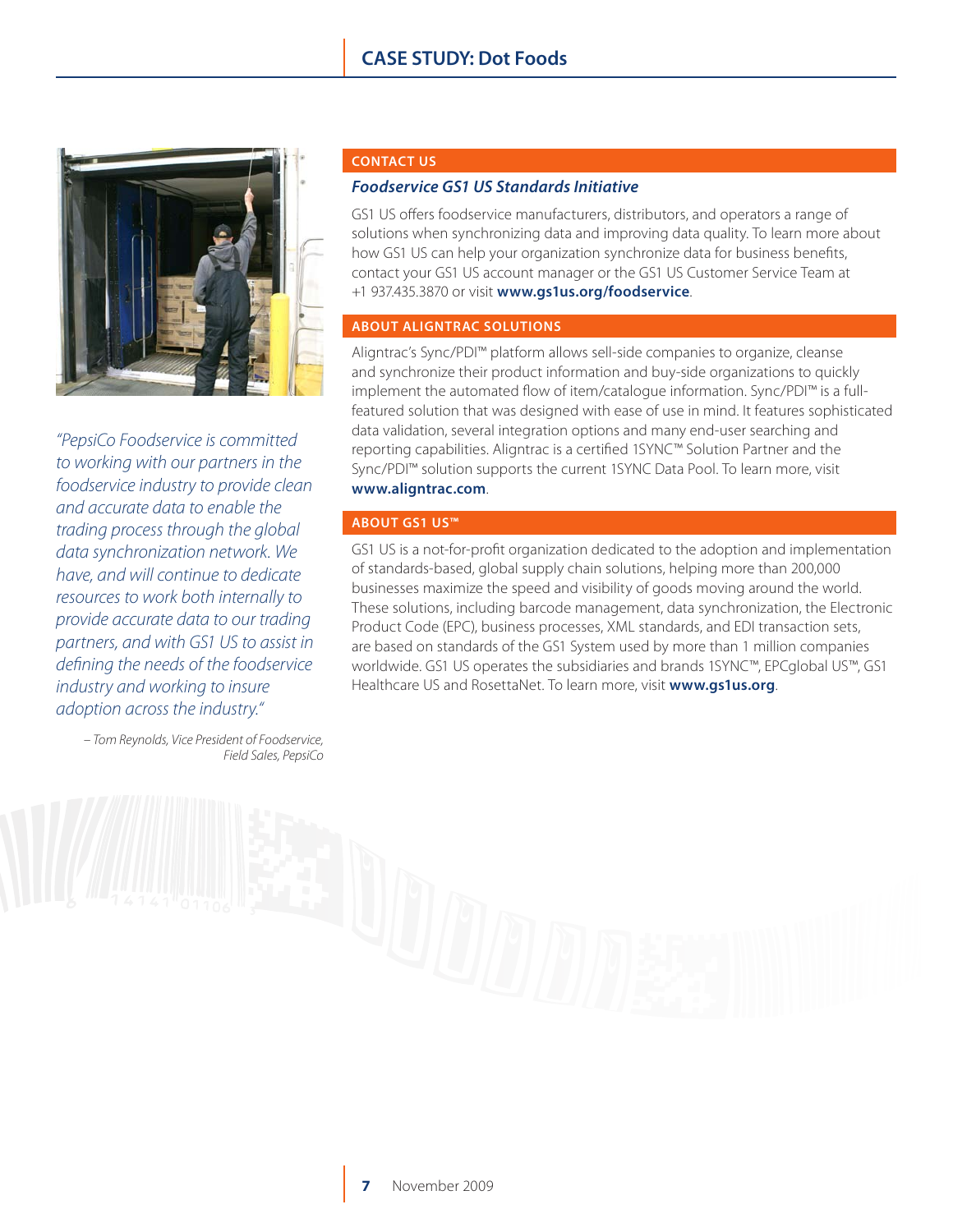*"PepsiCo Foodservice is committed to working with our partners in the foodservice industry to provide clean and accurate data to enable the trading process through the global data synchronization network. We have, and will continue to dedicate resources to work both internally to provide accurate data to our trading partners, and with GS1 US to assist in defining the needs of the foodservice industry and working to insure adoption across the industry."*

*– Tom Reynolds, Vice President of Foodservice, Field Sales, PepsiCo*

## CONTACT US

### *Foodservice GS1 US Standards Initiative*

GS1 US offers foodservice manufacturers, distributors, and operators a range of solutions when synchronizing data and improving data quality. To learn more about how GS1 US can help your organization synchronize data for business benefits, contact your GS1 US account manager or the GS1 US Customer Service Team at +1 937.435.3870 or visit **www.gs1us.org/foodservice**.

## ABOUT ALIGNTRAC SOLUTIONS

Aligntrac's Sync/PDI™ platform allows sell-side companies to organize, cleanse and synchronize their product information and buy-side organizations to quickly implement the automated flow of item/catalogue information. Sync/PDI™ is a full-featured solution that was designed with ease of use in mind. It features sophisticated data validation, several integration options and many end-user searching and reporting capabilities. Aligntrac is a certified 1SYNC™ Solution Partner and the Sync/PDI™ solution supports the current 1SYNC Data Pool. To learn more, visit **www.aligntrac.com**.

## ABOUT GS1 US™

GS1 US is a not-for-profit organization dedicated to the adoption and implementation of standards-based, global supply chain solutions, helping more than 200,000 businesses maximize the speed and visibility of goods moving around the world. These solutions, including barcode management, data synchronization, the Electronic Product Code (EPC), business processes, XML standards, and EDI transaction sets, are based on standards of the GS1 System used by more than 1 million companies worldwide. GS1 US operates the subsidiaries and brands 1SYNC™, EPCglobal US™, GS1 Healthcare US and RosettaNet. To learn more, visit **www.gs1us.org**.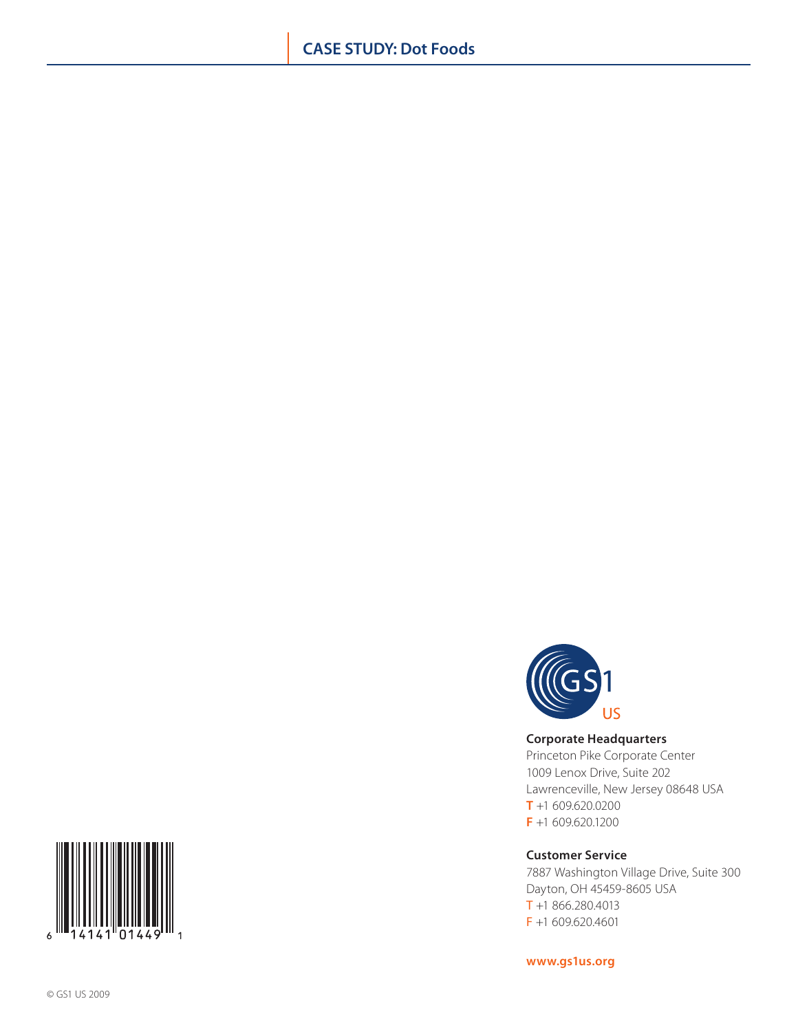**Corporate Headquarters**
Princeton Pike Corporate Center
1009 Lenox Drive, Suite 202
Lawrenceville, New Jersey 08648 USA
**T** +1 609.620.0200
**F** +1 609.620.1200

**Customer Service**
7887 Washington Village Drive, Suite 300
Dayton, OH 45459-8605 USA
T +1 866.280.4013
F +1 609.620.4601

**www.gs1us.org**

6 14141 01449 1

© GS1 US 2009